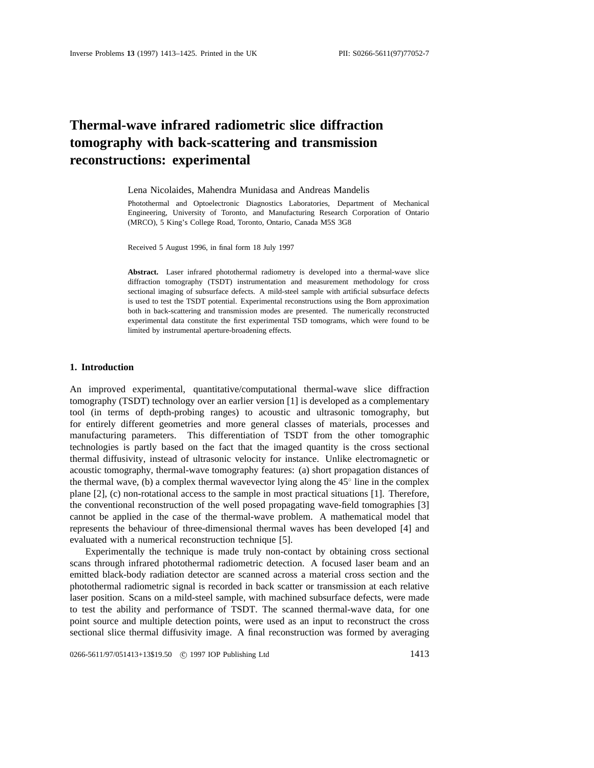# Thermal-wave infrared radiometric slice diffraction tomography with back-scattering and transmission reconstructions: experimental

Lena Nicolaides, Mahendra Munidasa and Andreas Mandelis

Photothermal and Optoelectronic Diagnostics Laboratories, Department of Mechanical Engineering, University of Toronto, and Manufacturing Research Corporation of Ontario (MRCO), 5 King's College Road, Toronto, Ontario, Canada M5S 3G8

Received 5 August 1996, in final form 18 July 1997

**Abstract.** Laser infrared photothermal radiometry is developed into a thermal-wave slice diffraction tomography (TSDT) instrumentation and measurement methodology for cross sectional imaging of subsurface defects. A mild-steel sample with artificial subsurface defects is used to test the TSDT potential. Experimental reconstructions using the Born approximation both in back-scattering and transmission modes are presented. The numerically reconstructed experimental data constitute the first experimental TSD tomograms, which were found to be limited by instrumental aperture-broadening effects.

## 1. Introduction

An improved experimental, quantitative/computational thermal-wave slice diffraction tomography (TSDT) technology over an earlier version [1] is developed as a complementary tool (in terms of depth-probing ranges) to acoustic and ultrasonic tomography, but for entirely different geometries and more general classes of materials, processes and manufacturing parameters. This differentiation of TSDT from the other tomographic technologies is partly based on the fact that the imaged quantity is the cross sectional thermal diffusivity, instead of ultrasonic velocity for instance. Unlike electromagnetic or acoustic tomography, thermal-wave tomography features: (a) short propagation distances of the thermal wave, (b) a complex thermal wavevector lying along the 45$^\circ$ line in the complex plane [2], (c) non-rotational access to the sample in most practical situations [1]. Therefore, the conventional reconstruction of the well posed propagating wave-field tomographies [3] cannot be applied in the case of the thermal-wave problem. A mathematical model that represents the behaviour of three-dimensional thermal waves has been developed [4] and evaluated with a numerical reconstruction technique [5].

Experimentally the technique is made truly non-contact by obtaining cross sectional scans through infrared photothermal radiometric detection. A focused laser beam and an emitted black-body radiation detector are scanned across a material cross section and the photothermal radiometric signal is recorded in back scatter or transmission at each relative laser position. Scans on a mild-steel sample, with machined subsurface defects, were made to test the ability and performance of TSDT. The scanned thermal-wave data, for one point source and multiple detection points, were used as an input to reconstruct the cross sectional slice thermal diffusivity image. A final reconstruction was formed by averaging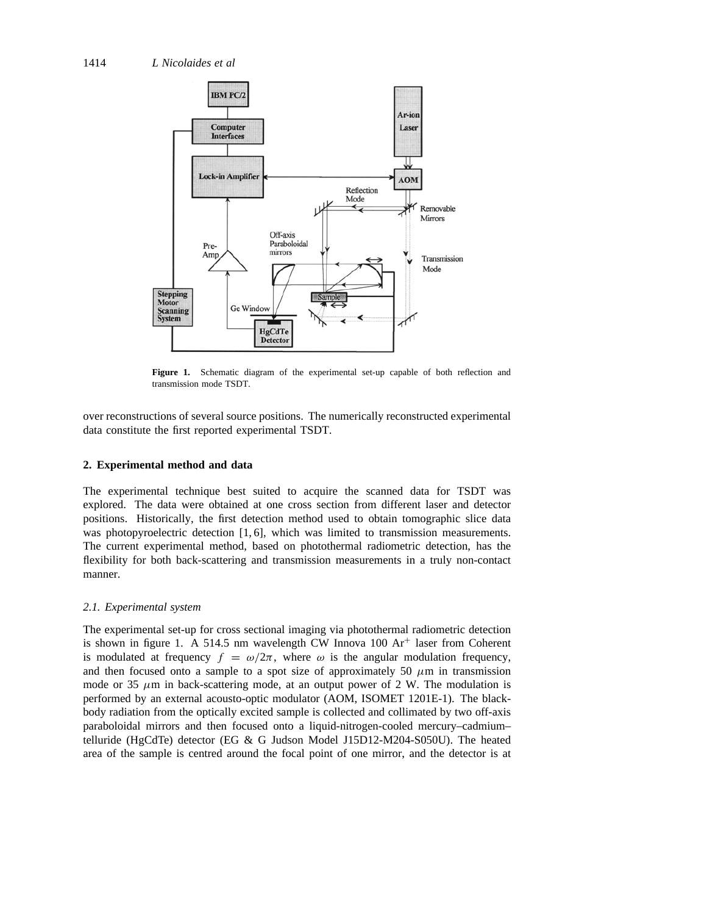Figure 1. Schematic diagram of the experimental set-up capable of both reflection and transmission mode TSDT.

over reconstructions of several source positions. The numerically reconstructed experimental data constitute the first reported experimental TSDT.

## 2. Experimental method and data

The experimental technique best suited to acquire the scanned data for TSDT was explored. The data were obtained at one cross section from different laser and detector positions. Historically, the first detection method used to obtain tomographic slice data was photopyroelectric detection [1, 6], which was limited to transmission measurements. The current experimental method, based on photothermal radiometric detection, has the flexibility for both back-scattering and transmission measurements in a truly non-contact manner.

### *2.1. Experimental system*

The experimental set-up for cross sectional imaging via photothermal radiometric detection is shown in figure 1. A 514.5 nm wavelength CW Innova 100 $Ar^+$ laser from Coherent is modulated at frequency $f = \omega/2\pi$, where $\omega$ is the angular modulation frequency, and then focused onto a sample to a spot size of approximately 50 $\mu$m in transmission mode or 35 $\mu$m in back-scattering mode, at an output power of 2 W. The modulation is performed by an external acousto-optic modulator (AOM, ISOMET 1201E-1). The black-body radiation from the optically excited sample is collected and collimated by two off-axis paraboloidal mirrors and then focused onto a liquid-nitrogen-cooled mercury–cadmium–telluride (HgCdTe) detector (EG & G Judson Model J15D12-M204-S050U). The heated area of the sample is centred around the focal point of one mirror, and the detector is at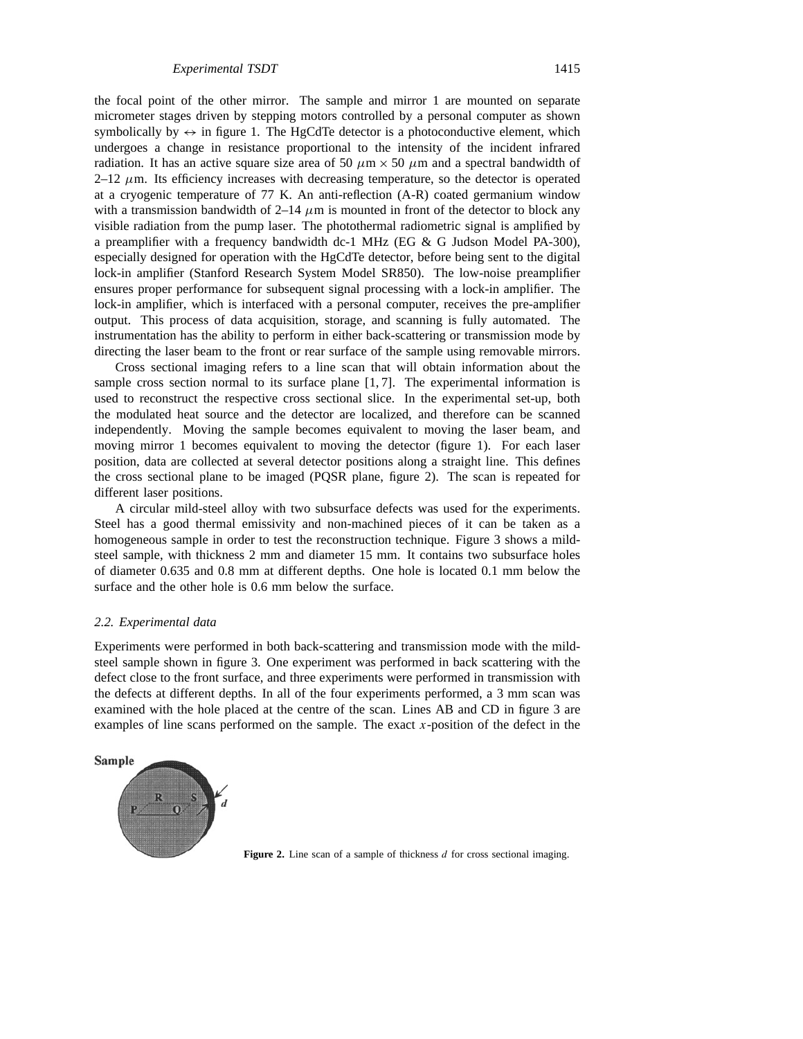the focal point of the other mirror. The sample and mirror 1 are mounted on separate micrometer stages driven by stepping motors controlled by a personal computer as shown symbolically by $\leftrightarrow$ in figure 1. The HgCdTe detector is a photoconductive element, which undergoes a change in resistance proportional to the intensity of the incident infrared radiation. It has an active square size area of 50 $\mu$m $\times$ 50 $\mu$m and a spectral bandwidth of 2–12 $\mu$m. Its efficiency increases with decreasing temperature, so the detector is operated at a cryogenic temperature of 77 K. An anti-reflection (A-R) coated germanium window with a transmission bandwidth of 2–14 $\mu$m is mounted in front of the detector to block any visible radiation from the pump laser. The photothermal radiometric signal is amplified by a preamplifier with a frequency bandwidth dc-1 MHz (EG & G Judson Model PA-300), especially designed for operation with the HgCdTe detector, before being sent to the digital lock-in amplifier (Stanford Research System Model SR850). The low-noise preamplifier ensures proper performance for subsequent signal processing with a lock-in amplifier. The lock-in amplifier, which is interfaced with a personal computer, receives the pre-amplifier output. This process of data acquisition, storage, and scanning is fully automated. The instrumentation has the ability to perform in either back-scattering or transmission mode by directing the laser beam to the front or rear surface of the sample using removable mirrors.

Cross sectional imaging refers to a line scan that will obtain information about the sample cross section normal to its surface plane [1, 7]. The experimental information is used to reconstruct the respective cross sectional slice. In the experimental set-up, both the modulated heat source and the detector are localized, and therefore can be scanned independently. Moving the sample becomes equivalent to moving the laser beam, and moving mirror 1 becomes equivalent to moving the detector (figure 1). For each laser position, data are collected at several detector positions along a straight line. This defines the cross sectional plane to be imaged (PQSR plane, figure 2). The scan is repeated for different laser positions.

A circular mild-steel alloy with two subsurface defects was used for the experiments. Steel has a good thermal emissivity and non-machined pieces of it can be taken as a homogeneous sample in order to test the reconstruction technique. Figure 3 shows a mild-steel sample, with thickness 2 mm and diameter 15 mm. It contains two subsurface holes of diameter 0.635 and 0.8 mm at different depths. One hole is located 0.1 mm below the surface and the other hole is 0.6 mm below the surface.

### 2.2. Experimental data

Experiments were performed in both back-scattering and transmission mode with the mild-steel sample shown in figure 3. One experiment was performed in back scattering with the defect close to the front surface, and three experiments were performed in transmission with the defects at different depths. In all of the four experiments performed, a 3 mm scan was examined with the hole placed at the centre of the scan. Lines AB and CD in figure 3 are examples of line scans performed on the sample. The exact $x$-position of the defect in the

**Figure 2.** Line scan of a sample of thickness $d$ for cross sectional imaging.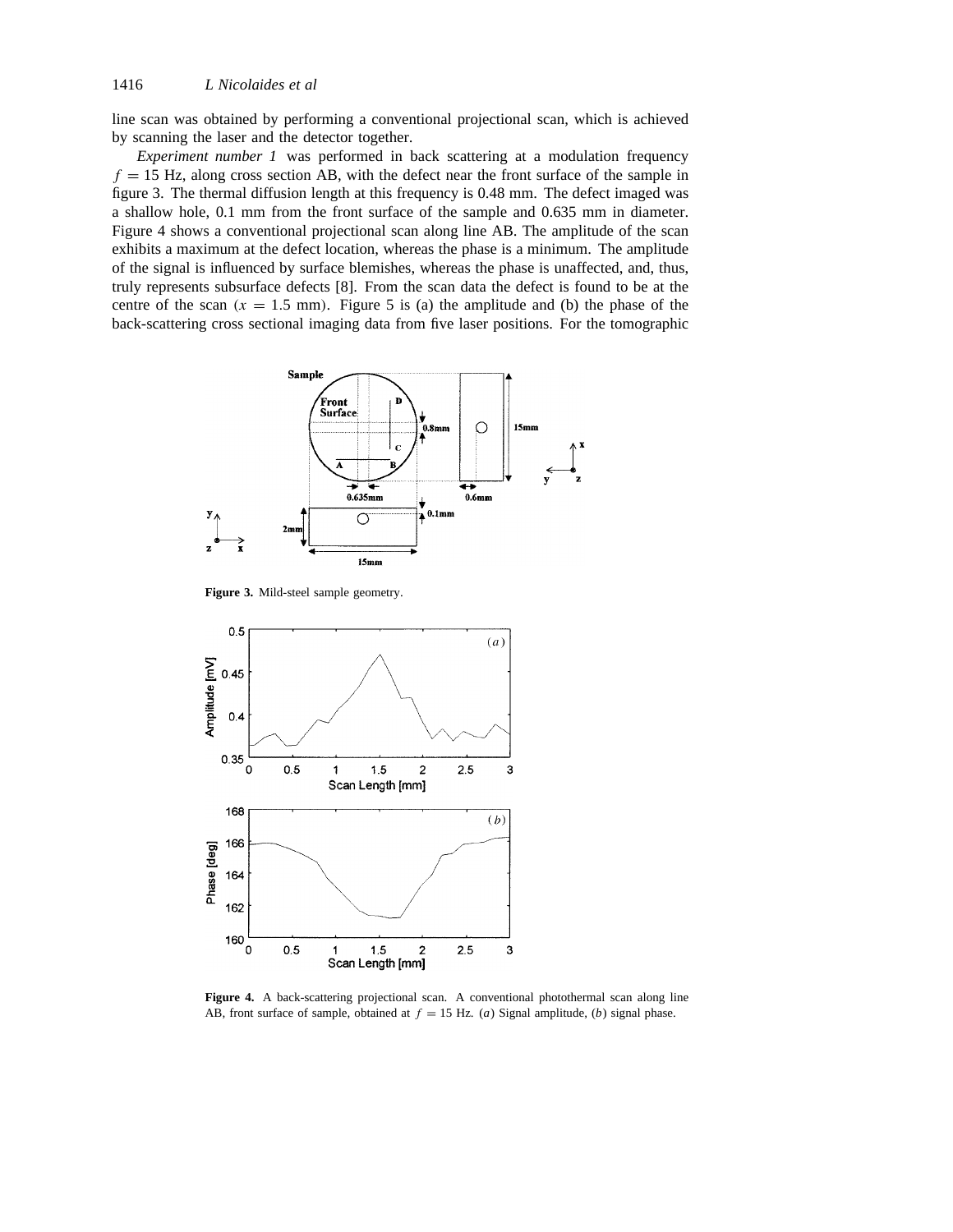line scan was obtained by performing a conventional projectional scan, which is achieved by scanning the laser and the detector together.

*Experiment number 1* was performed in back scattering at a modulation frequency $f = 15$ Hz, along cross section AB, with the defect near the front surface of the sample in figure 3. The thermal diffusion length at this frequency is 0.48 mm. The defect imaged was a shallow hole, 0.1 mm from the front surface of the sample and 0.635 mm in diameter. Figure 4 shows a conventional projectional scan along line AB. The amplitude of the scan exhibits a maximum at the defect location, whereas the phase is a minimum. The amplitude of the signal is influenced by surface blemishes, whereas the phase is unaffected, and, thus, truly represents subsurface defects [8]. From the scan data the defect is found to be at the centre of the scan ($x = 1.5$ mm). Figure 5 is (a) the amplitude and (b) the phase of the back-scattering cross sectional imaging data from five laser positions. For the tomographic

**Figure 3.** Mild-steel sample geometry.

**Figure 4.** A back-scattering projectional scan. A conventional photothermal scan along line AB, front surface of sample, obtained at $f = 15$ Hz. (*a*) Signal amplitude, (*b*) signal phase.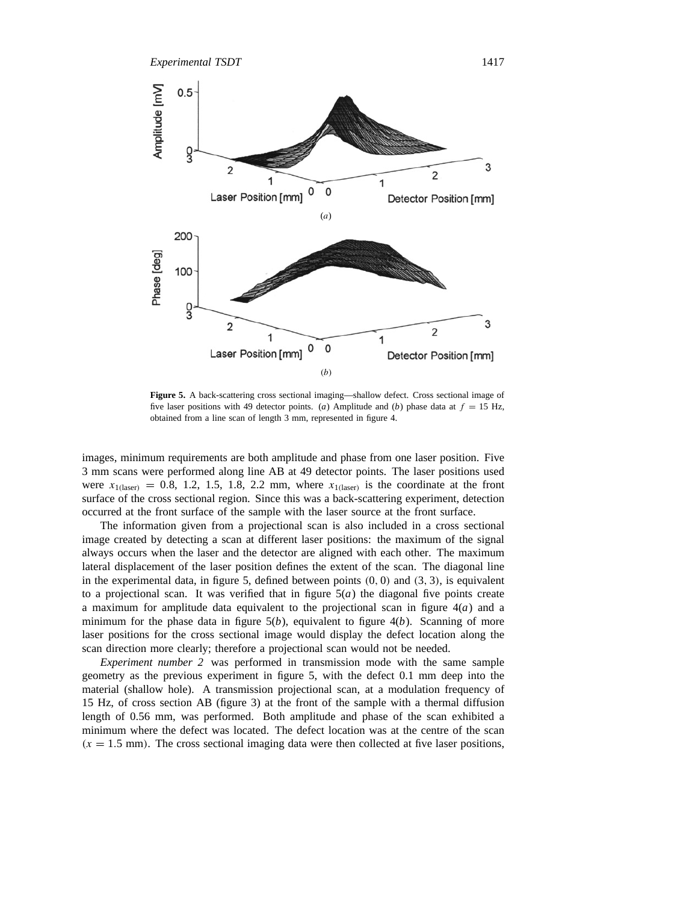**Figure 5.** A back-scattering cross sectional imaging—shallow defect. Cross sectional image of five laser positions with 49 detector points. (*a*) Amplitude and (*b*) phase data at $f = 15$ Hz, obtained from a line scan of length 3 mm, represented in figure 4.

images, minimum requirements are both amplitude and phase from one laser position. Five 3 mm scans were performed along line AB at 49 detector points. The laser positions used were $x_{1(\text{laser})} = 0.8, 1.2, 1.5, 1.8, 2.2$ mm, where $x_{1(\text{laser})}$ is the coordinate at the front surface of the cross sectional region. Since this was a back-scattering experiment, detection occurred at the front surface of the sample with the laser source at the front surface.

The information given from a projectional scan is also included in a cross sectional image created by detecting a scan at different laser positions: the maximum of the signal always occurs when the laser and the detector are aligned with each other. The maximum lateral displacement of the laser position defines the extent of the scan. The diagonal line in the experimental data, in figure 5, defined between points $(0, 0)$ and $(3, 3)$, is equivalent to a projectional scan. It was verified that in figure 5(*a*) the diagonal five points create a maximum for amplitude data equivalent to the projectional scan in figure 4(*a*) and a minimum for the phase data in figure 5(*b*), equivalent to figure 4(*b*). Scanning of more laser positions for the cross sectional image would display the defect location along the scan direction more clearly; therefore a projectional scan would not be needed.

*Experiment number 2* was performed in transmission mode with the same sample geometry as the previous experiment in figure 5, with the defect 0.1 mm deep into the material (shallow hole). A transmission projectional scan, at a modulation frequency of 15 Hz, of cross section AB (figure 3) at the front of the sample with a thermal diffusion length of 0.56 mm, was performed. Both amplitude and phase of the scan exhibited a minimum where the defect was located. The defect location was at the centre of the scan $(x = 1.5$ mm$)$. The cross sectional imaging data were then collected at five laser positions,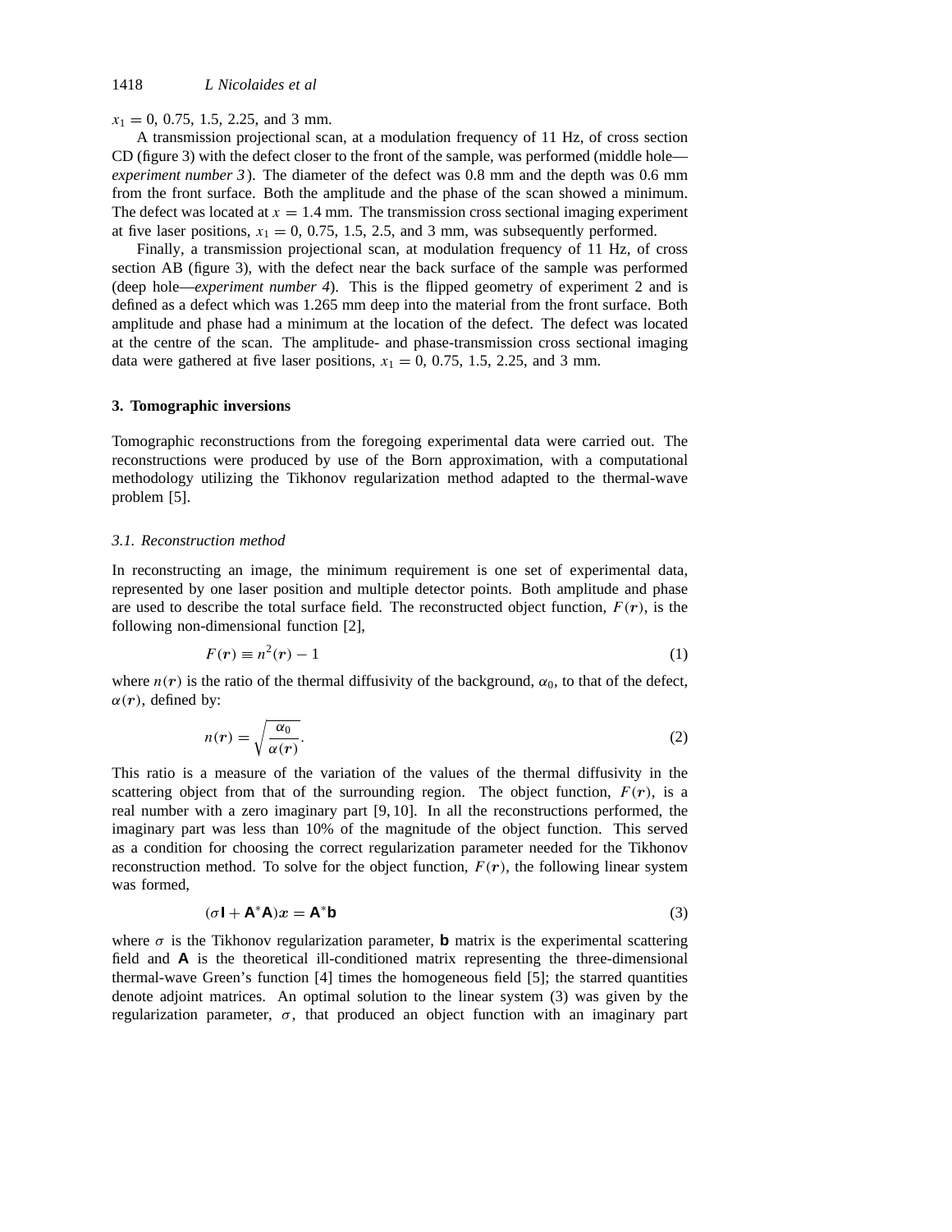$x_1 = 0$, 0.75, 1.5, 2.25, and 3 mm.

A transmission projectional scan, at a modulation frequency of 11 Hz, of cross section CD (figure 3) with the defect closer to the front of the sample, was performed (middle hole—*experiment number 3*). The diameter of the defect was 0.8 mm and the depth was 0.6 mm from the front surface. Both the amplitude and the phase of the scan showed a minimum. The defect was located at $x = 1.4$ mm. The transmission cross sectional imaging experiment at five laser positions, $x_1 = 0$, 0.75, 1.5, 2.5, and 3 mm, was subsequently performed.

Finally, a transmission projectional scan, at modulation frequency of 11 Hz, of cross section AB (figure 3), with the defect near the back surface of the sample was performed (deep hole—*experiment number 4*). This is the flipped geometry of experiment 2 and is defined as a defect which was 1.265 mm deep into the material from the front surface. Both amplitude and phase had a minimum at the location of the defect. The defect was located at the centre of the scan. The amplitude- and phase-transmission cross sectional imaging data were gathered at five laser positions, $x_1 = 0$, 0.75, 1.5, 2.25, and 3 mm.

## 3. Tomographic inversions

Tomographic reconstructions from the foregoing experimental data were carried out. The reconstructions were produced by use of the Born approximation, with a computational methodology utilizing the Tikhonov regularization method adapted to the thermal-wave problem [5].

### 3.1. Reconstruction method

In reconstructing an image, the minimum requirement is one set of experimental data, represented by one laser position and multiple detector points. Both amplitude and phase are used to describe the total surface field. The reconstructed object function, $F(\boldsymbol{r})$, is the following non-dimensional function [2],

$$F(\boldsymbol{r}) \equiv n^2(\boldsymbol{r}) - 1 \tag{1}$$

where $n(\boldsymbol{r})$ is the ratio of the thermal diffusivity of the background, $\alpha_0$, to that of the defect, $\alpha(\boldsymbol{r})$, defined by:

$$n(\boldsymbol{r}) = \sqrt{\frac{\alpha_0}{\alpha(\boldsymbol{r})}}. \tag{2}$$

This ratio is a measure of the variation of the values of the thermal diffusivity in the scattering object from that of the surrounding region. The object function, $F(\boldsymbol{r})$, is a real number with a zero imaginary part [9, 10]. In all the reconstructions performed, the imaginary part was less than 10% of the magnitude of the object function. This served as a condition for choosing the correct regularization parameter needed for the Tikhonov reconstruction method. To solve for the object function, $F(\boldsymbol{r})$, the following linear system was formed,

$$(\sigma \mathbf{I} + \mathbf{A}^*\mathbf{A})x = \mathbf{A}^*\mathbf{b} \tag{3}$$

where $\sigma$ is the Tikhonov regularization parameter, $\mathbf{b}$ matrix is the experimental scattering field and $\mathbf{A}$ is the theoretical ill-conditioned matrix representing the three-dimensional thermal-wave Green's function [4] times the homogeneous field [5]; the starred quantities denote adjoint matrices. An optimal solution to the linear system (3) was given by the regularization parameter, $\sigma$, that produced an object function with an imaginary part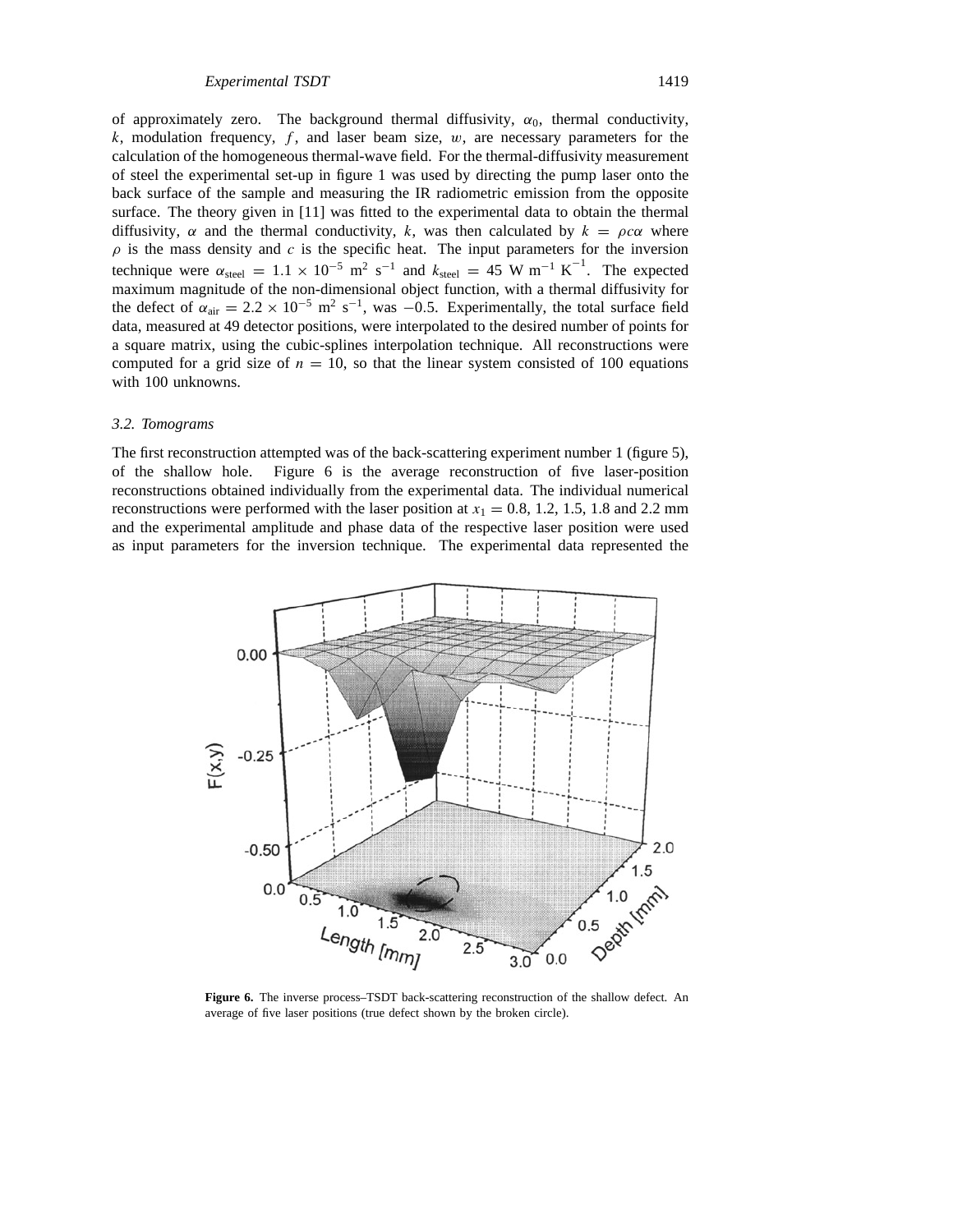of approximately zero. The background thermal diffusivity, $\alpha_0$, thermal conductivity, $k$, modulation frequency, $f$, and laser beam size, $w$, are necessary parameters for the calculation of the homogeneous thermal-wave field. For the thermal-diffusivity measurement of steel the experimental set-up in figure 1 was used by directing the pump laser onto the back surface of the sample and measuring the IR radiometric emission from the opposite surface. The theory given in [11] was fitted to the experimental data to obtain the thermal diffusivity, $\alpha$ and the thermal conductivity, $k$, was then calculated by $k = \rho c \alpha$ where $\rho$ is the mass density and $c$ is the specific heat. The input parameters for the inversion technique were $\alpha_{\text{steel}} = 1.1 \times 10^{-5}$ m$^2$ s$^{-1}$ and $k_{\text{steel}} = 45$ W m$^{-1}$ K$^{-1}$. The expected maximum magnitude of the non-dimensional object function, with a thermal diffusivity for the defect of $\alpha_{\text{air}} = 2.2 \times 10^{-5}$ m$^2$ s$^{-1}$, was $-0.5$. Experimentally, the total surface field data, measured at 49 detector positions, were interpolated to the desired number of points for a square matrix, using the cubic-splines interpolation technique. All reconstructions were computed for a grid size of $n = 10$, so that the linear system consisted of 100 equations with 100 unknowns.

### 3.2. Tomograms

The first reconstruction attempted was of the back-scattering experiment number 1 (figure 5), of the shallow hole. Figure 6 is the average reconstruction of five laser-position reconstructions obtained individually from the experimental data. The individual numerical reconstructions were performed with the laser position at $x_1 = 0.8$, 1.2, 1.5, 1.8 and 2.2 mm and the experimental amplitude and phase data of the respective laser position were used as input parameters for the inversion technique. The experimental data represented the

**Figure 6.** The inverse process–TSDT back-scattering reconstruction of the shallow defect. An average of five laser positions (true defect shown by the broken circle).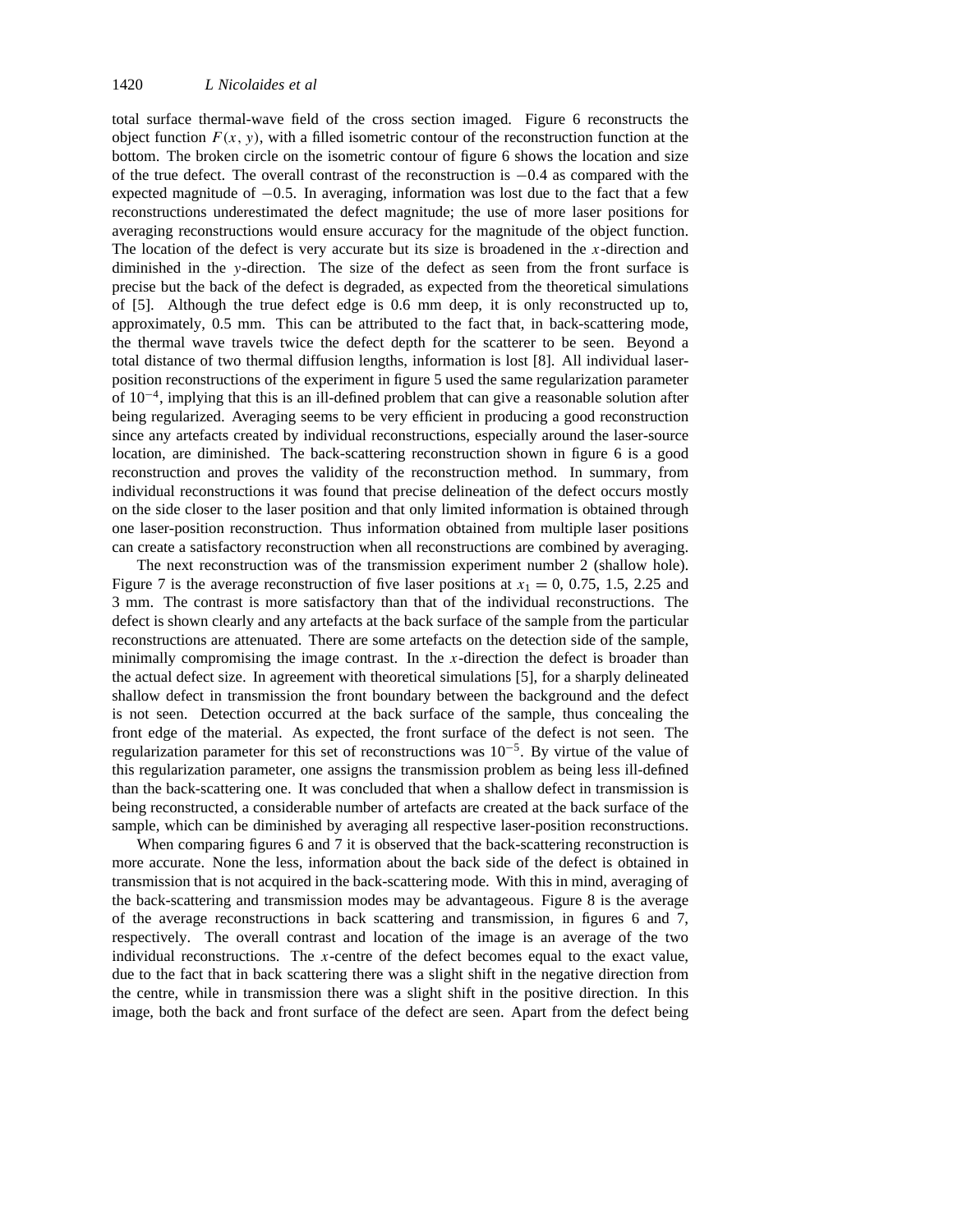total surface thermal-wave field of the cross section imaged. Figure 6 reconstructs the object function $F(x, y)$, with a filled isometric contour of the reconstruction function at the bottom. The broken circle on the isometric contour of figure 6 shows the location and size of the true defect. The overall contrast of the reconstruction is $-0.4$ as compared with the expected magnitude of $-0.5$. In averaging, information was lost due to the fact that a few reconstructions underestimated the defect magnitude; the use of more laser positions for averaging reconstructions would ensure accuracy for the magnitude of the object function. The location of the defect is very accurate but its size is broadened in the $x$-direction and diminished in the $y$-direction. The size of the defect as seen from the front surface is precise but the back of the defect is degraded, as expected from the theoretical simulations of [5]. Although the true defect edge is 0.6 mm deep, it is only reconstructed up to, approximately, 0.5 mm. This can be attributed to the fact that, in back-scattering mode, the thermal wave travels twice the defect depth for the scatterer to be seen. Beyond a total distance of two thermal diffusion lengths, information is lost [8]. All individual laser-position reconstructions of the experiment in figure 5 used the same regularization parameter of $10^{-4}$, implying that this is an ill-defined problem that can give a reasonable solution after being regularized. Averaging seems to be very efficient in producing a good reconstruction since any artefacts created by individual reconstructions, especially around the laser-source location, are diminished. The back-scattering reconstruction shown in figure 6 is a good reconstruction and proves the validity of the reconstruction method. In summary, from individual reconstructions it was found that precise delineation of the defect occurs mostly on the side closer to the laser position and that only limited information is obtained through one laser-position reconstruction. Thus information obtained from multiple laser positions can create a satisfactory reconstruction when all reconstructions are combined by averaging.

The next reconstruction was of the transmission experiment number 2 (shallow hole). Figure 7 is the average reconstruction of five laser positions at $x_1 = 0$, 0.75, 1.5, 2.25 and 3 mm. The contrast is more satisfactory than that of the individual reconstructions. The defect is shown clearly and any artefacts at the back surface of the sample from the particular reconstructions are attenuated. There are some artefacts on the detection side of the sample, minimally compromising the image contrast. In the $x$-direction the defect is broader than the actual defect size. In agreement with theoretical simulations [5], for a sharply delineated shallow defect in transmission the front boundary between the background and the defect is not seen. Detection occurred at the back surface of the sample, thus concealing the front edge of the material. As expected, the front surface of the defect is not seen. The regularization parameter for this set of reconstructions was $10^{-5}$. By virtue of the value of this regularization parameter, one assigns the transmission problem as being less ill-defined than the back-scattering one. It was concluded that when a shallow defect in transmission is being reconstructed, a considerable number of artefacts are created at the back surface of the sample, which can be diminished by averaging all respective laser-position reconstructions.

When comparing figures 6 and 7 it is observed that the back-scattering reconstruction is more accurate. None the less, information about the back side of the defect is obtained in transmission that is not acquired in the back-scattering mode. With this in mind, averaging of the back-scattering and transmission modes may be advantageous. Figure 8 is the average of the average reconstructions in back scattering and transmission, in figures 6 and 7, respectively. The overall contrast and location of the image is an average of the two individual reconstructions. The $x$-centre of the defect becomes equal to the exact value, due to the fact that in back scattering there was a slight shift in the negative direction from the centre, while in transmission there was a slight shift in the positive direction. In this image, both the back and front surface of the defect are seen. Apart from the defect being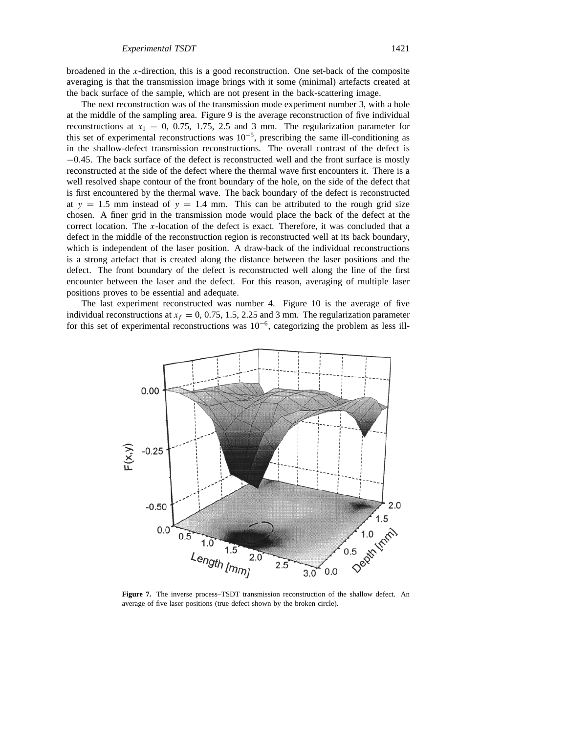broadened in the $x$-direction, this is a good reconstruction. One set-back of the composite averaging is that the transmission image brings with it some (minimal) artefacts created at the back surface of the sample, which are not present in the back-scattering image.

The next reconstruction was of the transmission mode experiment number 3, with a hole at the middle of the sampling area. Figure 9 is the average reconstruction of five individual reconstructions at $x_1 = 0$, 0.75, 1.75, 2.5 and 3 mm. The regularization parameter for this set of experimental reconstructions was $10^{-5}$, prescribing the same ill-conditioning as in the shallow-defect transmission reconstructions. The overall contrast of the defect is $-0.45$. The back surface of the defect is reconstructed well and the front surface is mostly reconstructed at the side of the defect where the thermal wave first encounters it. There is a well resolved shape contour of the front boundary of the hole, on the side of the defect that is first encountered by the thermal wave. The back boundary of the defect is reconstructed at $y = 1.5$ mm instead of $y = 1.4$ mm. This can be attributed to the rough grid size chosen. A finer grid in the transmission mode would place the back of the defect at the correct location. The $x$-location of the defect is exact. Therefore, it was concluded that a defect in the middle of the reconstruction region is reconstructed well at its back boundary, which is independent of the laser position. A draw-back of the individual reconstructions is a strong artefact that is created along the distance between the laser positions and the defect. The front boundary of the defect is reconstructed well along the line of the first encounter between the laser and the defect. For this reason, averaging of multiple laser positions proves to be essential and adequate.

The last experiment reconstructed was number 4. Figure 10 is the average of five individual reconstructions at $x_f = 0$, 0.75, 1.5, 2.25 and 3 mm. The regularization parameter for this set of experimental reconstructions was $10^{-6}$, categorizing the problem as less ill-

**Figure 7.** The inverse process–TSDT transmission reconstruction of the shallow defect. An average of five laser positions (true defect shown by the broken circle).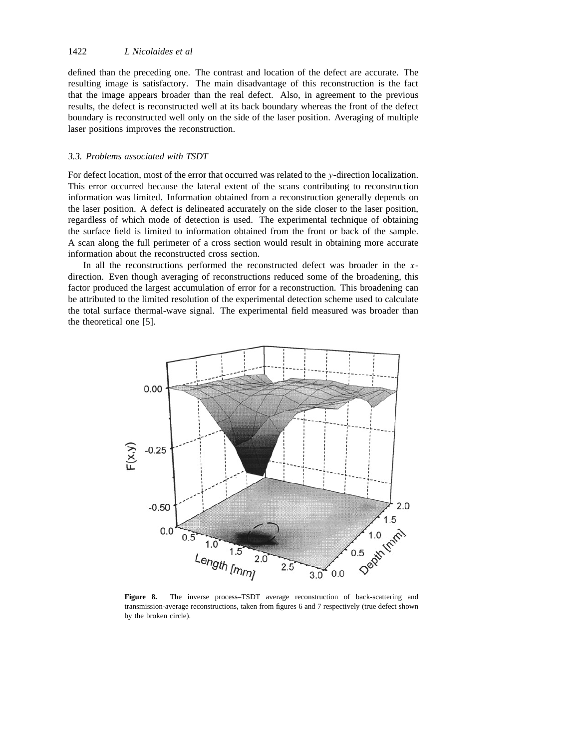defined than the preceding one. The contrast and location of the defect are accurate. The resulting image is satisfactory. The main disadvantage of this reconstruction is the fact that the image appears broader than the real defect. Also, in agreement to the previous results, the defect is reconstructed well at its back boundary whereas the front of the defect boundary is reconstructed well only on the side of the laser position. Averaging of multiple laser positions improves the reconstruction.

### 3.3. Problems associated with TSDT

For defect location, most of the error that occurred was related to the $y$-direction localization. This error occurred because the lateral extent of the scans contributing to reconstruction information was limited. Information obtained from a reconstruction generally depends on the laser position. A defect is delineated accurately on the side closer to the laser position, regardless of which mode of detection is used. The experimental technique of obtaining the surface field is limited to information obtained from the front or back of the sample. A scan along the full perimeter of a cross section would result in obtaining more accurate information about the reconstructed cross section.

In all the reconstructions performed the reconstructed defect was broader in the $x$-direction. Even though averaging of reconstructions reduced some of the broadening, this factor produced the largest accumulation of error for a reconstruction. This broadening can be attributed to the limited resolution of the experimental detection scheme used to calculate the total surface thermal-wave signal. The experimental field measured was broader than the theoretical one [5].

**Figure 8.** The inverse process–TSDT average reconstruction of back-scattering and transmission-average reconstructions, taken from figures 6 and 7 respectively (true defect shown by the broken circle).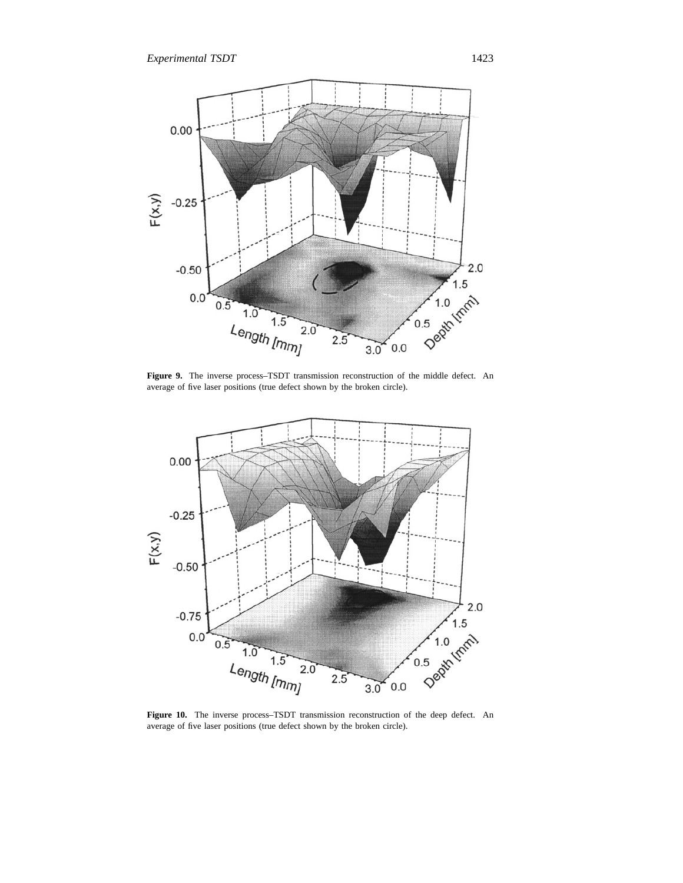**Figure 9.** The inverse process–TSDT transmission reconstruction of the middle defect. An average of five laser positions (true defect shown by the broken circle).

**Figure 10.** The inverse process–TSDT transmission reconstruction of the deep defect. An average of five laser positions (true defect shown by the broken circle).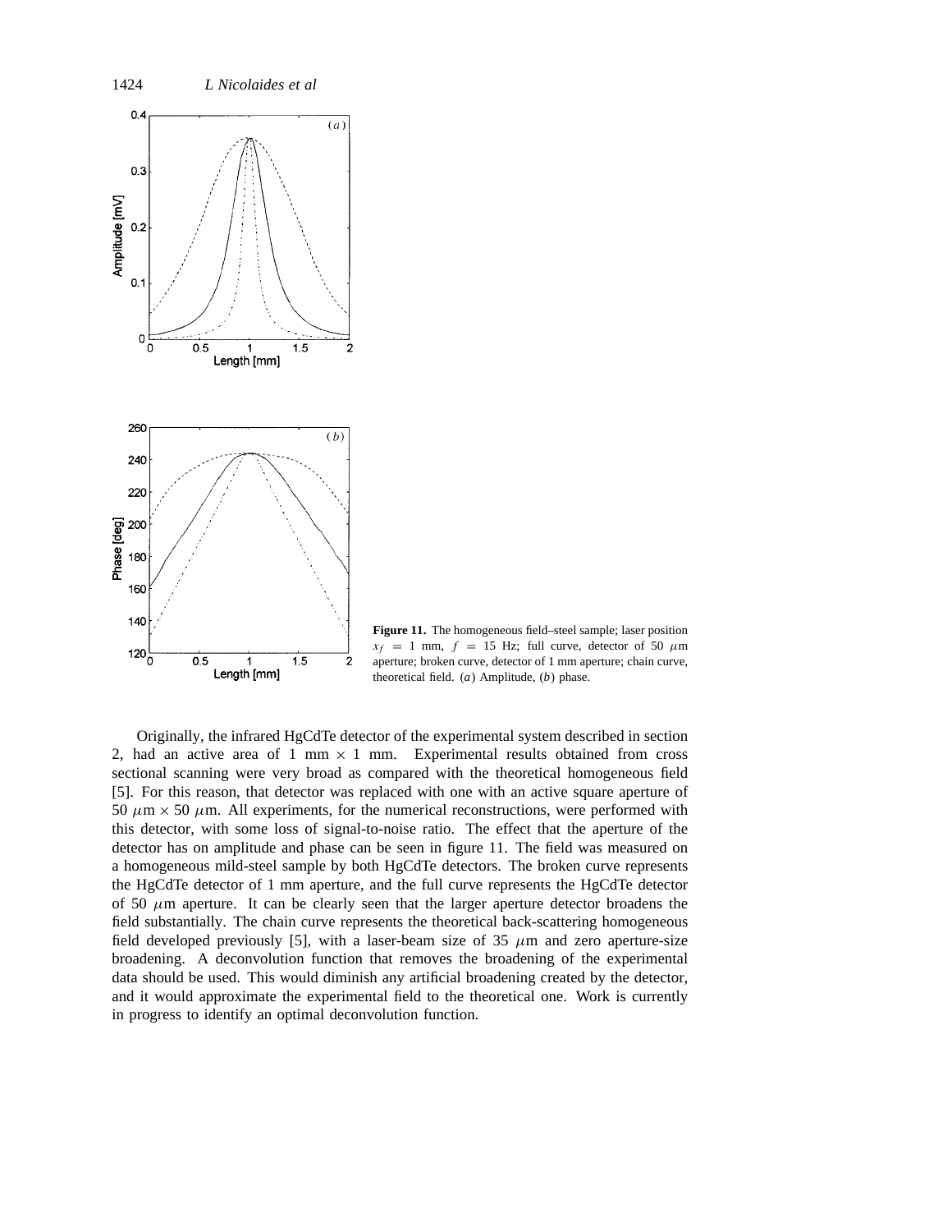**Figure 11.** The homogeneous field–steel sample; laser position $x_f = 1$ mm, $f = 15$ Hz; full curve, detector of 50 $\mu$m aperture; broken curve, detector of 1 mm aperture; chain curve, theoretical field. (*a*) Amplitude, (*b*) phase.

Originally, the infrared HgCdTe detector of the experimental system described in section 2, had an active area of 1 mm $\times$ 1 mm. Experimental results obtained from cross sectional scanning were very broad as compared with the theoretical homogeneous field [5]. For this reason, that detector was replaced with one with an active square aperture of 50 $\mu$m $\times$ 50 $\mu$m. All experiments, for the numerical reconstructions, were performed with this detector, with some loss of signal-to-noise ratio. The effect that the aperture of the detector has on amplitude and phase can be seen in figure 11. The field was measured on a homogeneous mild-steel sample by both HgCdTe detectors. The broken curve represents the HgCdTe detector of 1 mm aperture, and the full curve represents the HgCdTe detector of 50 $\mu$m aperture. It can be clearly seen that the larger aperture detector broadens the field substantially. The chain curve represents the theoretical back-scattering homogeneous field developed previously [5], with a laser-beam size of 35 $\mu$m and zero aperture-size broadening. A deconvolution function that removes the broadening of the experimental data should be used. This would diminish any artificial broadening created by the detector, and it would approximate the experimental field to the theoretical one. Work is currently in progress to identify an optimal deconvolution function.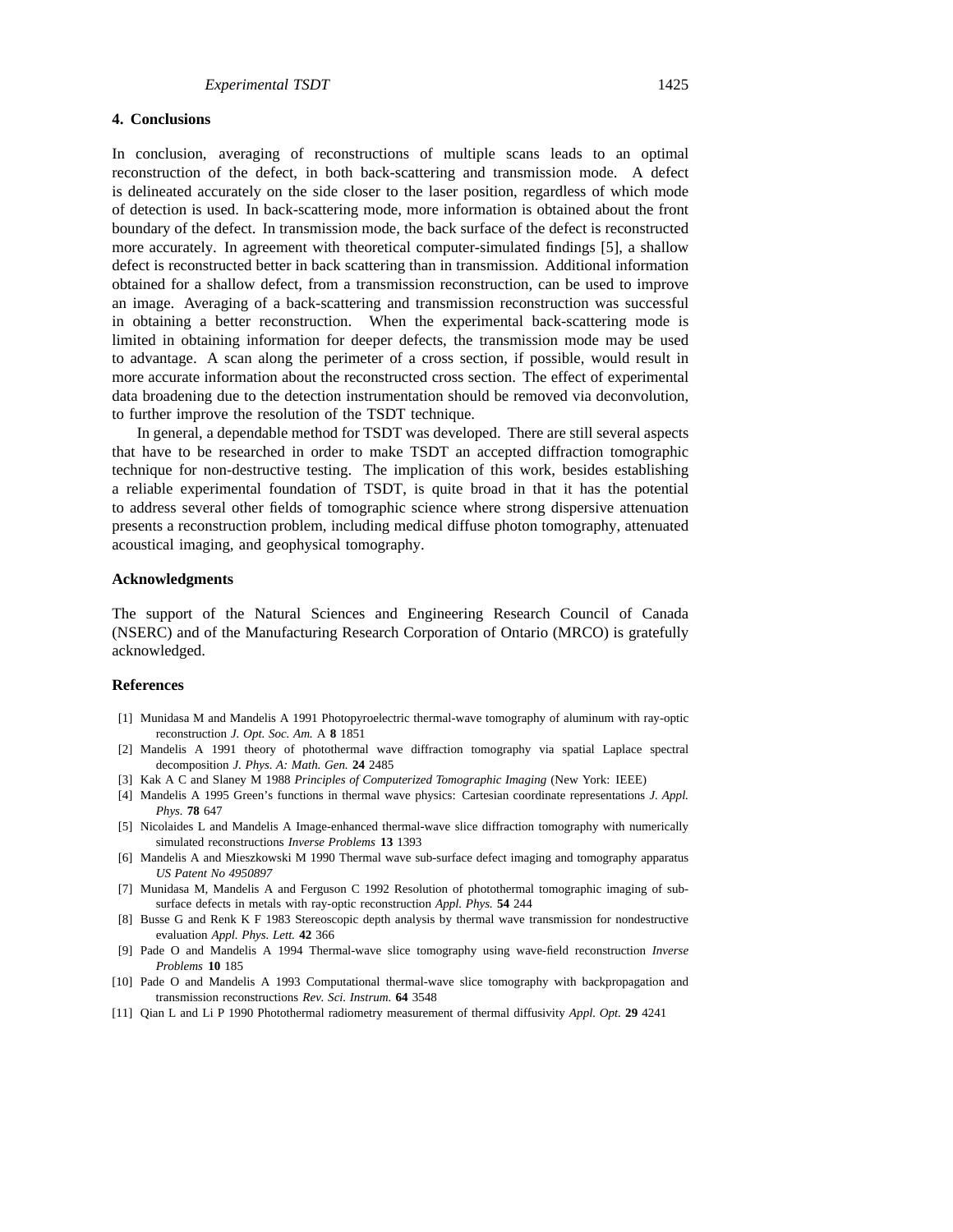## 4. Conclusions

In conclusion, averaging of reconstructions of multiple scans leads to an optimal reconstruction of the defect, in both back-scattering and transmission mode. A defect is delineated accurately on the side closer to the laser position, regardless of which mode of detection is used. In back-scattering mode, more information is obtained about the front boundary of the defect. In transmission mode, the back surface of the defect is reconstructed more accurately. In agreement with theoretical computer-simulated findings [5], a shallow defect is reconstructed better in back scattering than in transmission. Additional information obtained for a shallow defect, from a transmission reconstruction, can be used to improve an image. Averaging of a back-scattering and transmission reconstruction was successful in obtaining a better reconstruction. When the experimental back-scattering mode is limited in obtaining information for deeper defects, the transmission mode may be used to advantage. A scan along the perimeter of a cross section, if possible, would result in more accurate information about the reconstructed cross section. The effect of experimental data broadening due to the detection instrumentation should be removed via deconvolution, to further improve the resolution of the TSDT technique.

In general, a dependable method for TSDT was developed. There are still several aspects that have to be researched in order to make TSDT an accepted diffraction tomographic technique for non-destructive testing. The implication of this work, besides establishing a reliable experimental foundation of TSDT, is quite broad in that it has the potential to address several other fields of tomographic science where strong dispersive attenuation presents a reconstruction problem, including medical diffuse photon tomography, attenuated acoustical imaging, and geophysical tomography.

## Acknowledgments

The support of the Natural Sciences and Engineering Research Council of Canada (NSERC) and of the Manufacturing Research Corporation of Ontario (MRCO) is gratefully acknowledged.

## References

[1] Munidasa M and Mandelis A 1991 Photopyroelectric thermal-wave tomography of aluminum with ray-optic reconstruction *J. Opt. Soc. Am.* A **8** 1851

[2] Mandelis A 1991 theory of photothermal wave diffraction tomography via spatial Laplace spectral decomposition *J. Phys. A: Math. Gen.* **24** 2485

[3] Kak A C and Slaney M 1988 *Principles of Computerized Tomographic Imaging* (New York: IEEE)

[4] Mandelis A 1995 Green's functions in thermal wave physics: Cartesian coordinate representations *J. Appl. Phys.* **78** 647

[5] Nicolaides L and Mandelis A Image-enhanced thermal-wave slice diffraction tomography with numerically simulated reconstructions *Inverse Problems* **13** 1393

[6] Mandelis A and Mieszkowski M 1990 Thermal wave sub-surface defect imaging and tomography apparatus *US Patent No 4950897*

[7] Munidasa M, Mandelis A and Ferguson C 1992 Resolution of photothermal tomographic imaging of sub-surface defects in metals with ray-optic reconstruction *Appl. Phys.* **54** 244

[8] Busse G and Renk K F 1983 Stereoscopic depth analysis by thermal wave transmission for nondestructive evaluation *Appl. Phys. Lett.* **42** 366

[9] Pade O and Mandelis A 1994 Thermal-wave slice tomography using wave-field reconstruction *Inverse Problems* **10** 185

[10] Pade O and Mandelis A 1993 Computational thermal-wave slice tomography with backpropagation and transmission reconstructions *Rev. Sci. Instrum.* **64** 3548

[11] Qian L and Li P 1990 Photothermal radiometry measurement of thermal diffusivity *Appl. Opt.* **29** 4241